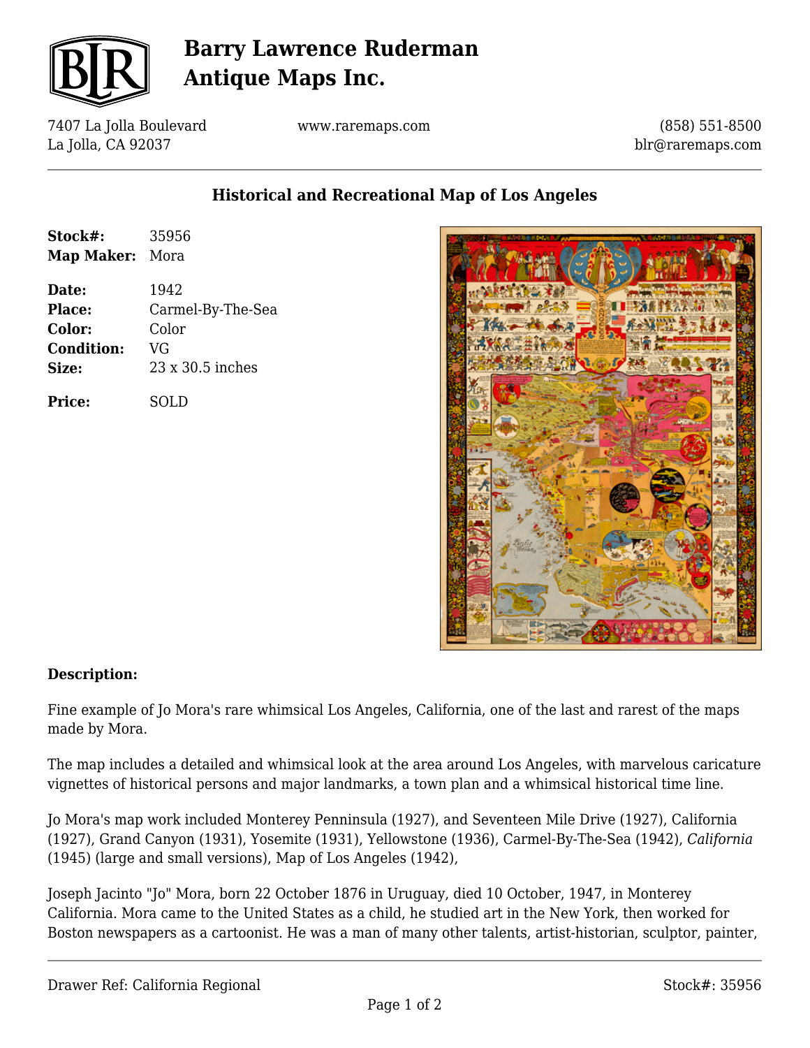# Barry Lawrence Ruderman Antique Maps Inc.

7407 La Jolla Boulevard
La Jolla, CA 92037

www.raremaps.com

(858) 551-8500
blr@raremaps.com

## Historical and Recreational Map of Los Angeles

**Stock#:** 35956
**Map Maker:** Mora

**Date:** 1942
**Place:** Carmel-By-The-Sea
**Color:** Color
**Condition:** VG
**Size:** 23 x 30.5 inches

**Price:** SOLD

### Description:

Fine example of Jo Mora's rare whimsical Los Angeles, California, one of the last and rarest of the maps made by Mora.

The map includes a detailed and whimsical look at the area around Los Angeles, with marvelous caricature vignettes of historical persons and major landmarks, a town plan and a whimsical historical time line.

Jo Mora's map work included Monterey Penninsula (1927), and Seventeen Mile Drive (1927), California (1927), Grand Canyon (1931), Yosemite (1931), Yellowstone (1936), Carmel-By-The-Sea (1942), *California* (1945) (large and small versions), Map of Los Angeles (1942),

Joseph Jacinto "Jo" Mora, born 22 October 1876 in Uruguay, died 10 October, 1947, in Monterey California. Mora came to the United States as a child, he studied art in the New York, then worked for Boston newspapers as a cartoonist. He was a man of many other talents, artist-historian, sculptor, painter,

Drawer Ref: California Regional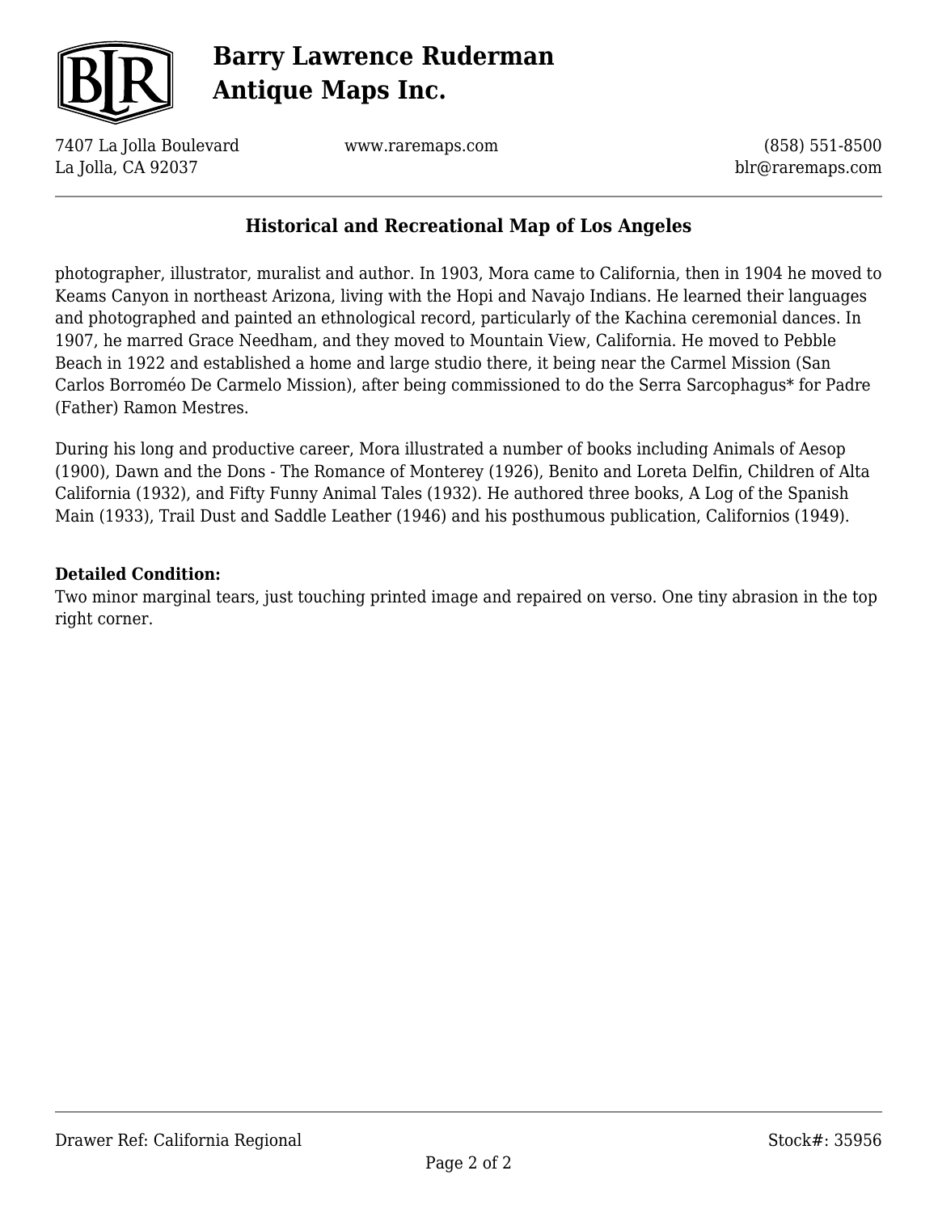## Historical and Recreational Map of Los Angeles

photographer, illustrator, muralist and author. In 1903, Mora came to California, then in 1904 he moved to Keams Canyon in northeast Arizona, living with the Hopi and Navajo Indians. He learned their languages and photographed and painted an ethnological record, particularly of the Kachina ceremonial dances. In 1907, he marred Grace Needham, and they moved to Mountain View, California. He moved to Pebble Beach in 1922 and established a home and large studio there, it being near the Carmel Mission (San Carlos Borroméo De Carmelo Mission), after being commissioned to do the Serra Sarcophagus* for Padre (Father) Ramon Mestres.

During his long and productive career, Mora illustrated a number of books including Animals of Aesop (1900), Dawn and the Dons - The Romance of Monterey (1926), Benito and Loreta Delfin, Children of Alta California (1932), and Fifty Funny Animal Tales (1932). He authored three books, A Log of the Spanish Main (1933), Trail Dust and Saddle Leather (1946) and his posthumous publication, Californios (1949).

**Detailed Condition:**

Two minor marginal tears, just touching printed image and repaired on verso. One tiny abrasion in the top right corner.